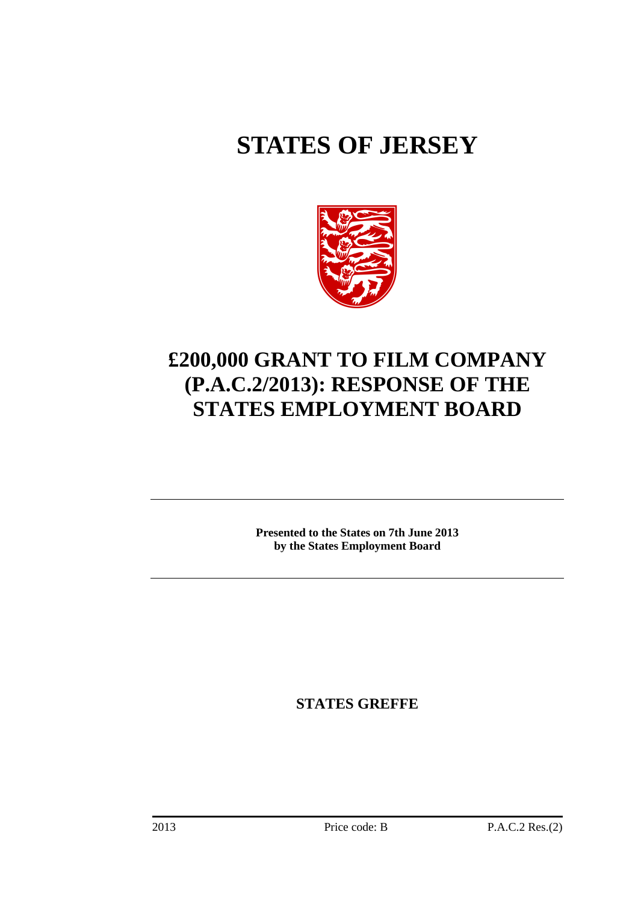# STATES OF JERSEY

# £200,000 GRANT TO FILM COMPANY (P.A.C.2/2013): RESPONSE OF THE STATES EMPLOYMENT BOARD

**Presented to the States on 7th June 2013 by the States Employment Board**

**STATES GREFFE**

2013 Price code: B P.A.C.2 Res.(2)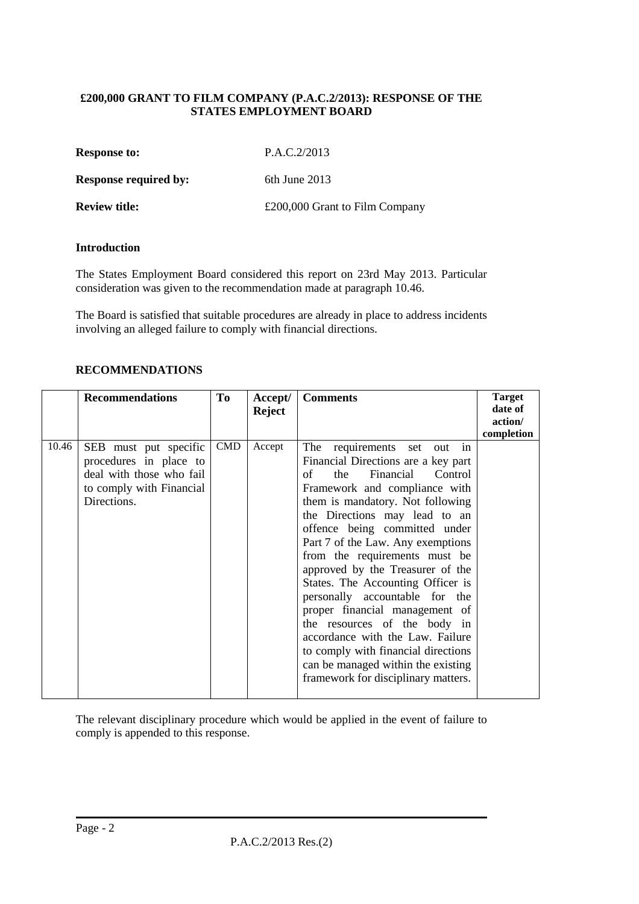**£200,000 GRANT TO FILM COMPANY (P.A.C.2/2013): RESPONSE OF THE STATES EMPLOYMENT BOARD**

| | |
|---|---|
| **Response to:** | P.A.C.2/2013 |
| **Response required by:** | 6th June 2013 |
| **Review title:** | £200,000 Grant to Film Company |

**Introduction**

The States Employment Board considered this report on 23rd May 2013. Particular consideration was given to the recommendation made at paragraph 10.46.

The Board is satisfied that suitable procedures are already in place to address incidents involving an alleged failure to comply with financial directions.

**RECOMMENDATIONS**

| | **Recommendations** | **To** | **Accept/ Reject** | **Comments** | **Target date of action/ completion** |
|---|---|---|---|---|---|
| 10.46 | SEB must put specific procedures in place to deal with those who fail to comply with Financial Directions. | CMD | Accept | The requirements set out in Financial Directions are a key part of the Financial Control Framework and compliance with them is mandatory. Not following the Directions may lead to an offence being committed under Part 7 of the Law. Any exemptions from the requirements must be approved by the Treasurer of the States. The Accounting Officer is personally accountable for the proper financial management of the resources of the body in accordance with the Law. Failure to comply with financial directions can be managed within the existing framework for disciplinary matters. | |

The relevant disciplinary procedure which would be applied in the event of failure to comply is appended to this response.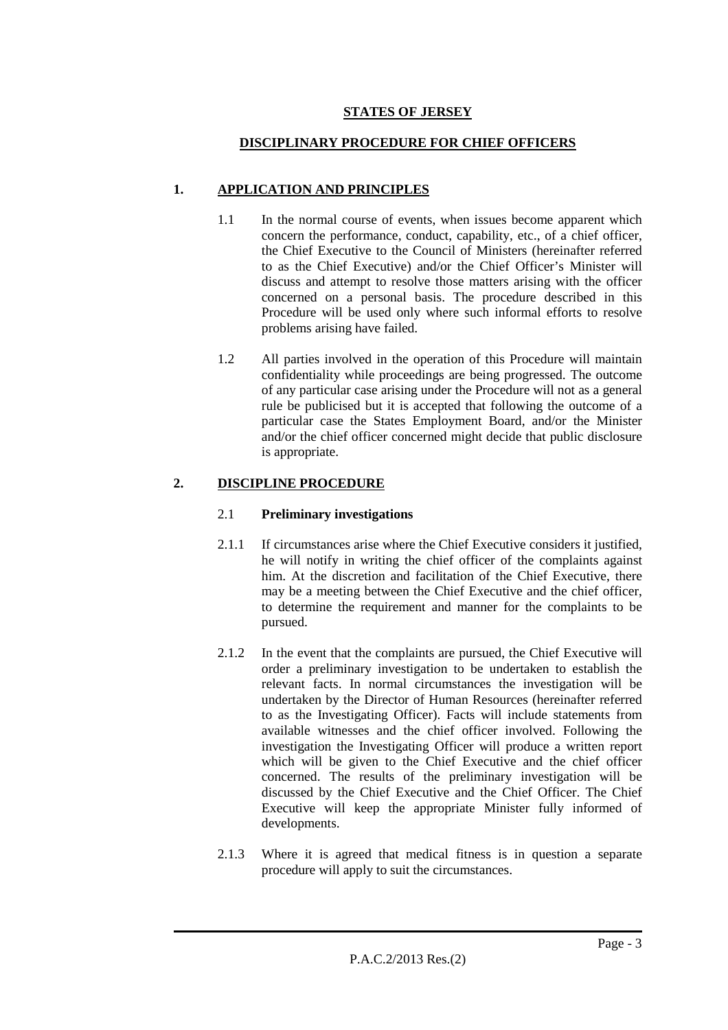**STATES OF JERSEY**

**DISCIPLINARY PROCEDURE FOR CHIEF OFFICERS**

## 1. APPLICATION AND PRINCIPLES

1.1 In the normal course of events, when issues become apparent which concern the performance, conduct, capability, etc., of a chief officer, the Chief Executive to the Council of Ministers (hereinafter referred to as the Chief Executive) and/or the Chief Officer's Minister will discuss and attempt to resolve those matters arising with the officer concerned on a personal basis. The procedure described in this Procedure will be used only where such informal efforts to resolve problems arising have failed.

1.2 All parties involved in the operation of this Procedure will maintain confidentiality while proceedings are being progressed. The outcome of any particular case arising under the Procedure will not as a general rule be publicised but it is accepted that following the outcome of a particular case the States Employment Board, and/or the Minister and/or the chief officer concerned might decide that public disclosure is appropriate.

## 2. DISCIPLINE PROCEDURE

### 2.1 Preliminary investigations

2.1.1 If circumstances arise where the Chief Executive considers it justified, he will notify in writing the chief officer of the complaints against him. At the discretion and facilitation of the Chief Executive, there may be a meeting between the Chief Executive and the chief officer, to determine the requirement and manner for the complaints to be pursued.

2.1.2 In the event that the complaints are pursued, the Chief Executive will order a preliminary investigation to be undertaken to establish the relevant facts. In normal circumstances the investigation will be undertaken by the Director of Human Resources (hereinafter referred to as the Investigating Officer). Facts will include statements from available witnesses and the chief officer involved. Following the investigation the Investigating Officer will produce a written report which will be given to the Chief Executive and the chief officer concerned. The results of the preliminary investigation will be discussed by the Chief Executive and the Chief Officer. The Chief Executive will keep the appropriate Minister fully informed of developments.

2.1.3 Where it is agreed that medical fitness is in question a separate procedure will apply to suit the circumstances.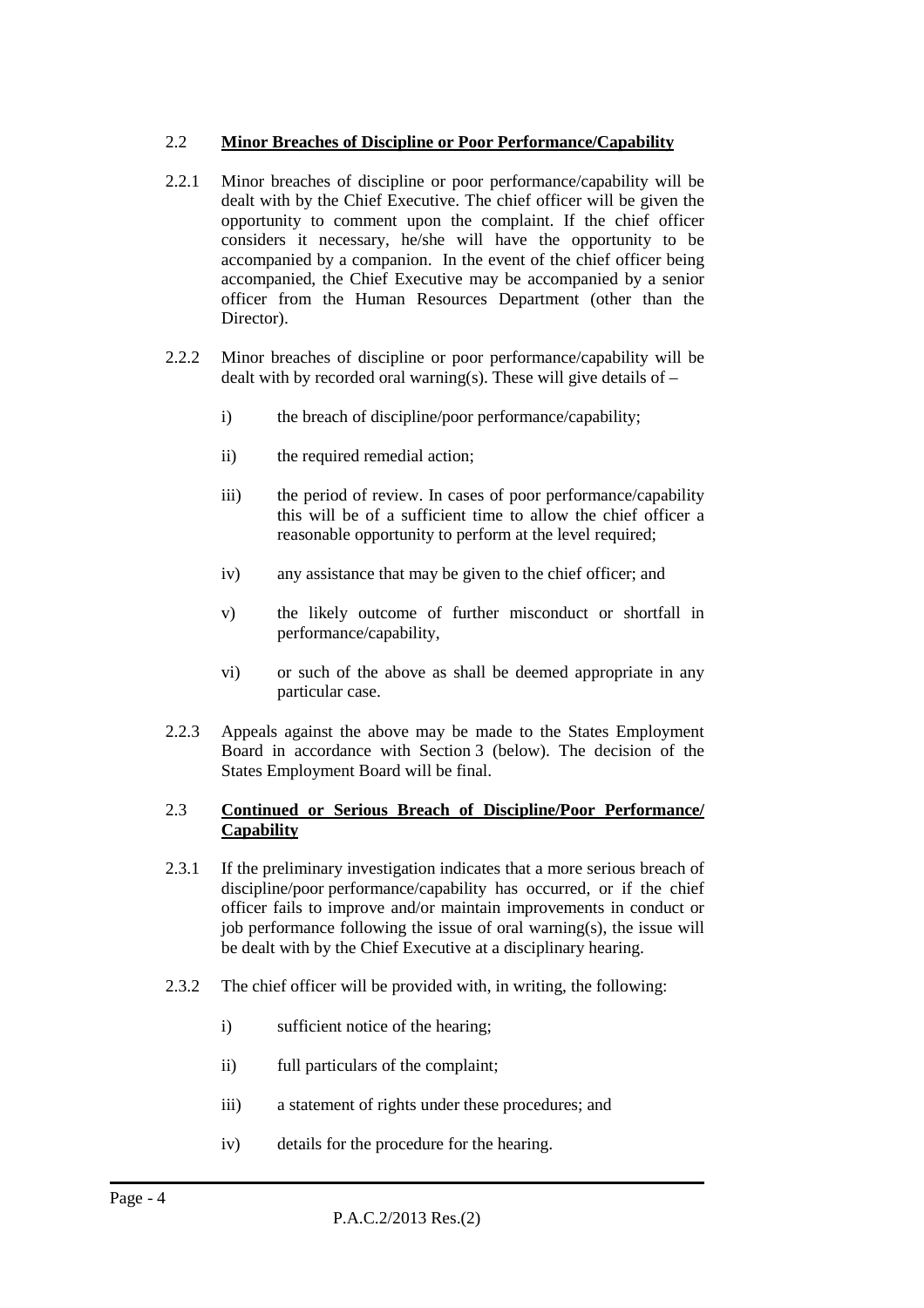### 2.2 **Minor Breaches of Discipline or Poor Performance/Capability**

2.2.1 Minor breaches of discipline or poor performance/capability will be dealt with by the Chief Executive. The chief officer will be given the opportunity to comment upon the complaint. If the chief officer considers it necessary, he/she will have the opportunity to be accompanied by a companion. In the event of the chief officer being accompanied, the Chief Executive may be accompanied by a senior officer from the Human Resources Department (other than the Director).

2.2.2 Minor breaches of discipline or poor performance/capability will be dealt with by recorded oral warning(s). These will give details of –

i) the breach of discipline/poor performance/capability;

ii) the required remedial action;

iii) the period of review. In cases of poor performance/capability this will be of a sufficient time to allow the chief officer a reasonable opportunity to perform at the level required;

iv) any assistance that may be given to the chief officer; and

v) the likely outcome of further misconduct or shortfall in performance/capability,

vi) or such of the above as shall be deemed appropriate in any particular case.

2.2.3 Appeals against the above may be made to the States Employment Board in accordance with Section 3 (below). The decision of the States Employment Board will be final.

### 2.3 **Continued or Serious Breach of Discipline/Poor Performance/ Capability**

2.3.1 If the preliminary investigation indicates that a more serious breach of discipline/poor performance/capability has occurred, or if the chief officer fails to improve and/or maintain improvements in conduct or job performance following the issue of oral warning(s), the issue will be dealt with by the Chief Executive at a disciplinary hearing.

2.3.2 The chief officer will be provided with, in writing, the following:

i) sufficient notice of the hearing;

ii) full particulars of the complaint;

iii) a statement of rights under these procedures; and

iv) details for the procedure for the hearing.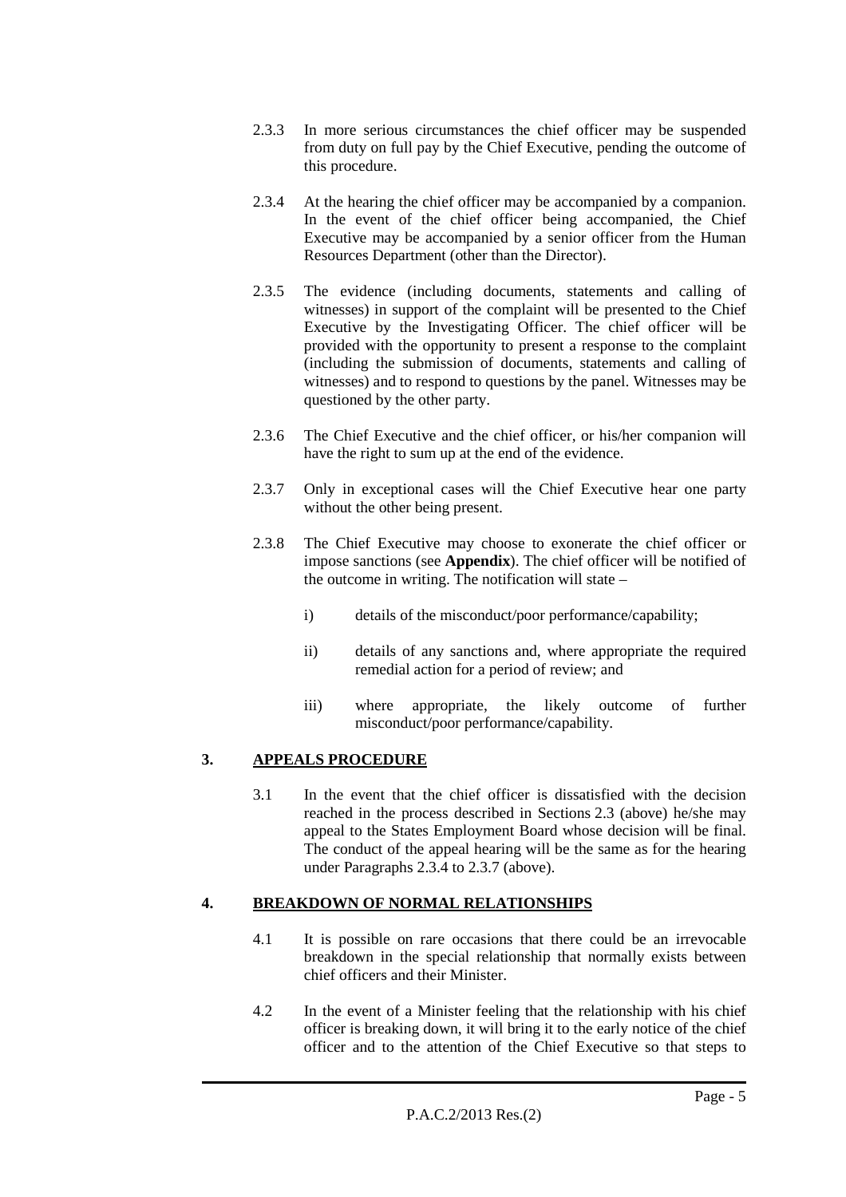2.3.3 In more serious circumstances the chief officer may be suspended from duty on full pay by the Chief Executive, pending the outcome of this procedure.

2.3.4 At the hearing the chief officer may be accompanied by a companion. In the event of the chief officer being accompanied, the Chief Executive may be accompanied by a senior officer from the Human Resources Department (other than the Director).

2.3.5 The evidence (including documents, statements and calling of witnesses) in support of the complaint will be presented to the Chief Executive by the Investigating Officer. The chief officer will be provided with the opportunity to present a response to the complaint (including the submission of documents, statements and calling of witnesses) and to respond to questions by the panel. Witnesses may be questioned by the other party.

2.3.6 The Chief Executive and the chief officer, or his/her companion will have the right to sum up at the end of the evidence.

2.3.7 Only in exceptional cases will the Chief Executive hear one party without the other being present.

2.3.8 The Chief Executive may choose to exonerate the chief officer or impose sanctions (see **Appendix**). The chief officer will be notified of the outcome in writing. The notification will state –

i) details of the misconduct/poor performance/capability;

ii) details of any sanctions and, where appropriate the required remedial action for a period of review; and

iii) where appropriate, the likely outcome of further misconduct/poor performance/capability.

## 3. APPEALS PROCEDURE

3.1 In the event that the chief officer is dissatisfied with the decision reached in the process described in Sections 2.3 (above) he/she may appeal to the States Employment Board whose decision will be final. The conduct of the appeal hearing will be the same as for the hearing under Paragraphs 2.3.4 to 2.3.7 (above).

## 4. BREAKDOWN OF NORMAL RELATIONSHIPS

4.1 It is possible on rare occasions that there could be an irrevocable breakdown in the special relationship that normally exists between chief officers and their Minister.

4.2 In the event of a Minister feeling that the relationship with his chief officer is breaking down, it will bring it to the early notice of the chief officer and to the attention of the Chief Executive so that steps to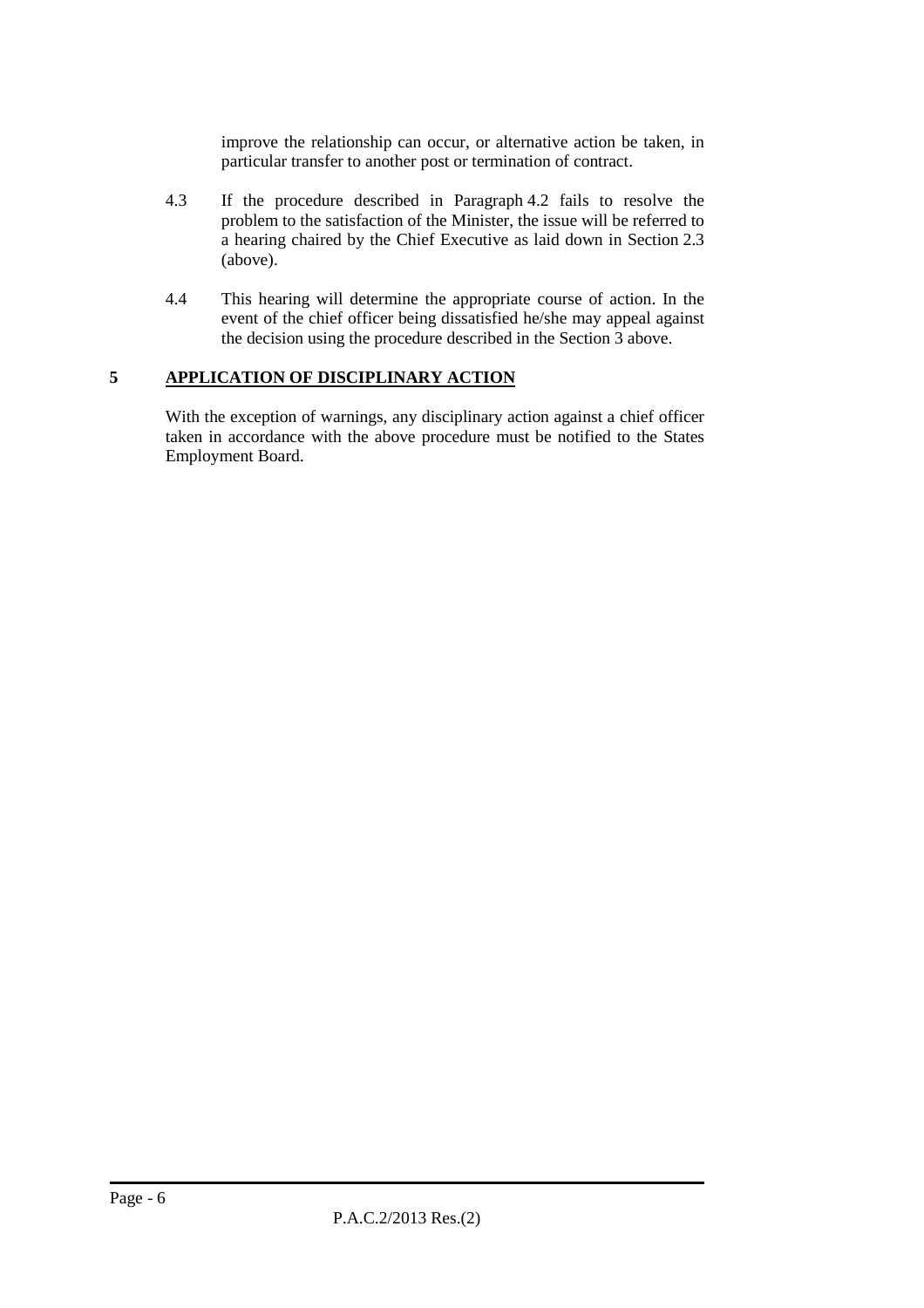improve the relationship can occur, or alternative action be taken, in particular transfer to another post or termination of contract.

4.3 If the procedure described in Paragraph 4.2 fails to resolve the problem to the satisfaction of the Minister, the issue will be referred to a hearing chaired by the Chief Executive as laid down in Section 2.3 (above).

4.4 This hearing will determine the appropriate course of action. In the event of the chief officer being dissatisfied he/she may appeal against the decision using the procedure described in the Section 3 above.

## 5 APPLICATION OF DISCIPLINARY ACTION

With the exception of warnings, any disciplinary action against a chief officer taken in accordance with the above procedure must be notified to the States Employment Board.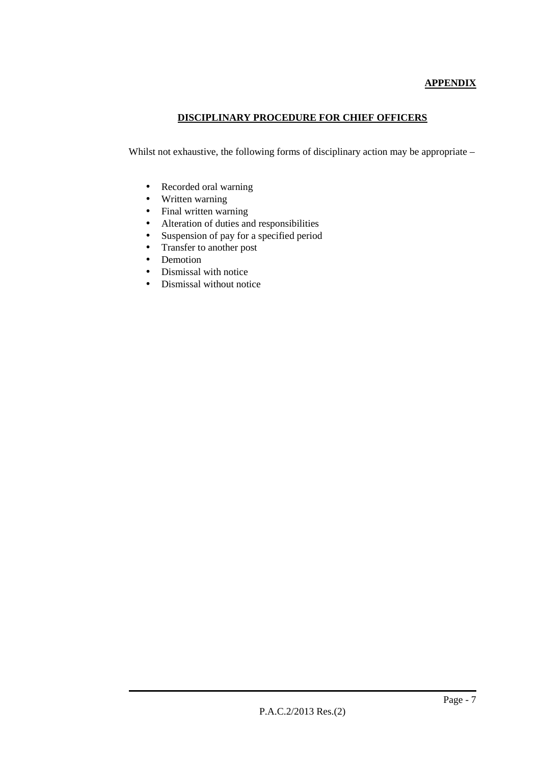**APPENDIX**

## DISCIPLINARY PROCEDURE FOR CHIEF OFFICERS

Whilst not exhaustive, the following forms of disciplinary action may be appropriate –

- Recorded oral warning
- Written warning
- Final written warning
- Alteration of duties and responsibilities
- Suspension of pay for a specified period
- Transfer to another post
- Demotion
- Dismissal with notice
- Dismissal without notice